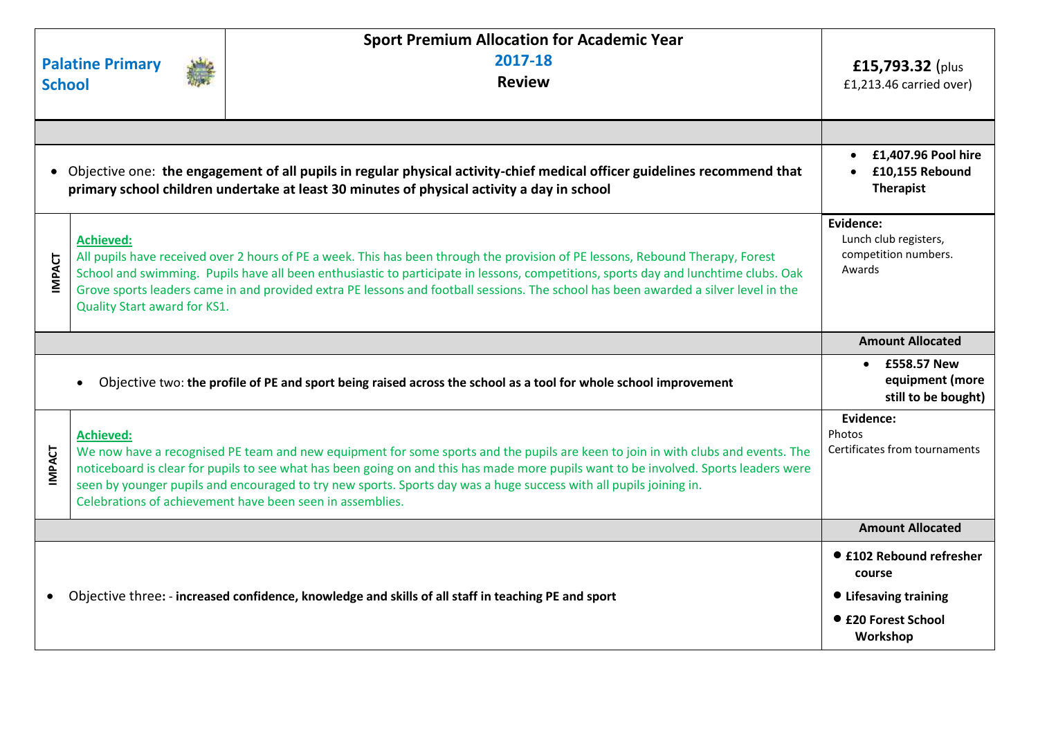| Palatine Primary School | Sport Premium Allocation for Academic Year **2017-18** **Review** | **£15,793.32** (plus £1,213.46 carried over) |
|---|---|---|
| | | |
| • Objective one: **the engagement of all pupils in regular physical activity-chief medical officer guidelines recommend that primary school children undertake at least 30 minutes of physical activity a day in school** | | • **£1,407.96 Pool hire**<br>• **£10,155 Rebound Therapist** |
| **IMPACT** | **Achieved:**<br>All pupils have received over 2 hours of PE a week. This has been through the provision of PE lessons, Rebound Therapy, Forest School and swimming. Pupils have all been enthusiastic to participate in lessons, competitions, sports day and lunchtime clubs. Oak Grove sports leaders came in and provided extra PE lessons and football sessions. The school has been awarded a silver level in the Quality Start award for KS1. | **Evidence:**<br>Lunch club registers, competition numbers. Awards |
| | | **Amount Allocated** |
| • Objective two: **the profile of PE and sport being raised across the school as a tool for whole school improvement** | | • **£558.57 New equipment (more still to be bought)** |
| **IMPACT** | **Achieved:**<br>We now have a recognised PE team and new equipment for some sports and the pupils are keen to join in with clubs and events. The noticeboard is clear for pupils to see what has been going on and this has made more pupils want to be involved. Sports leaders were seen by younger pupils and encouraged to try new sports. Sports day was a huge success with all pupils joining in.<br>Celebrations of achievement have been seen in assemblies. | **Evidence:**<br>Photos<br>Certificates from tournaments |
| | | **Amount Allocated** |
| • Objective three: - **increased confidence, knowledge and skills of all staff in teaching PE and sport** | | • **£102 Rebound refresher course**<br>• **Lifesaving training**<br>• **£20 Forest School Workshop** |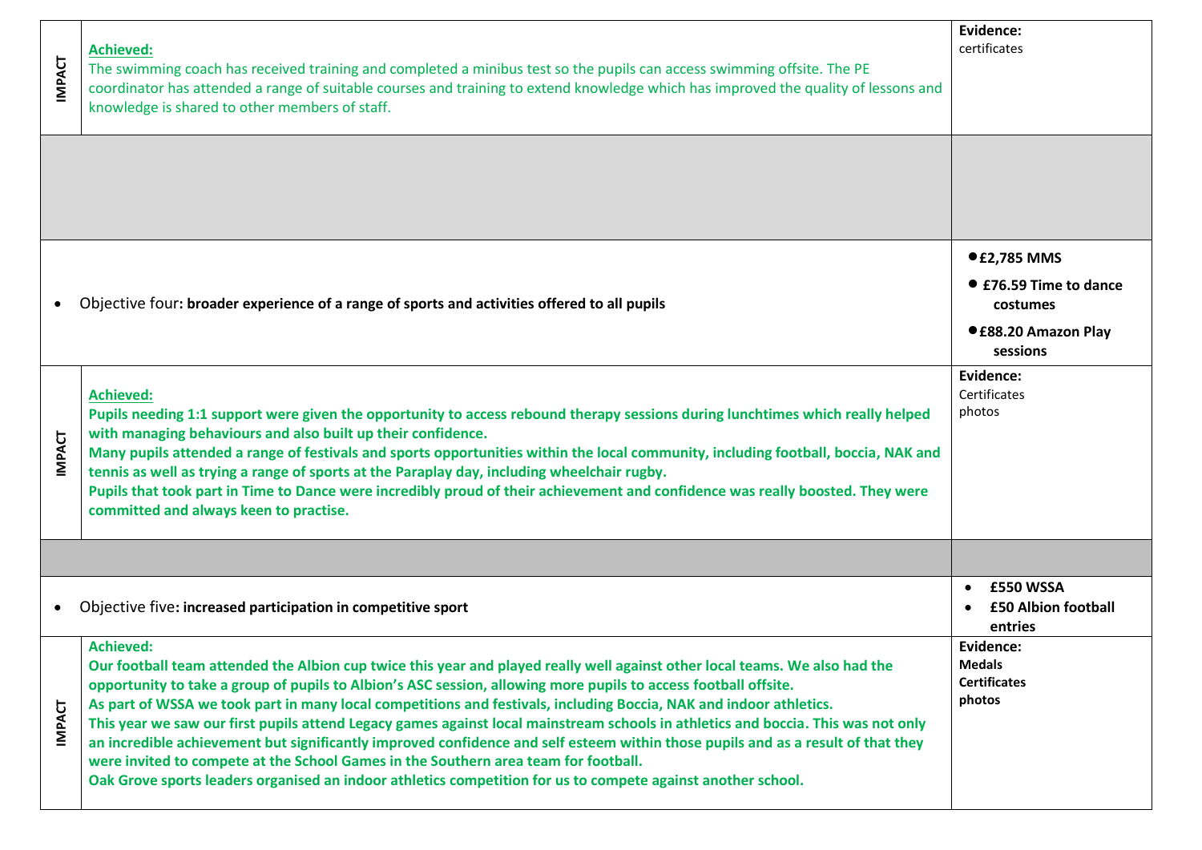| | | |
|---|---|---|
| IMPACT | **Achieved:**<br>The swimming coach has received training and completed a minibus test so the pupils can access swimming offsite. The PE coordinator has attended a range of suitable courses and training to extend knowledge which has improved the quality of lessons and knowledge is shared to other members of staff. | **Evidence:**<br>certificates |
| | | |
| | • Objective four: **broader experience of a range of sports and activities offered to all pupils** | • **£2,785 MMS**<br>• **£76.59 Time to dance costumes**<br>• **£88.20 Amazon Play sessions** |
| IMPACT | **Achieved:**<br>**Pupils needing 1:1 support were given the opportunity to access rebound therapy sessions during lunchtimes which really helped with managing behaviours and also built up their confidence.**<br>**Many pupils attended a range of festivals and sports opportunities within the local community, including football, boccia, NAK and tennis as well as trying a range of sports at the Paraplay day, including wheelchair rugby.**<br>**Pupils that took part in Time to Dance were incredibly proud of their achievement and confidence was really boosted. They were committed and always keen to practise.** | **Evidence:**<br>Certificates<br>photos |
| | | |
| | • Objective five: **increased participation in competitive sport** | • **£550 WSSA**<br>• **£50 Albion football entries** |
| IMPACT | **Achieved:**<br>**Our football team attended the Albion cup twice this year and played really well against other local teams. We also had the opportunity to take a group of pupils to Albion's ASC session, allowing more pupils to access football offsite.**<br>**As part of WSSA we took part in many local competitions and festivals, including Boccia, NAK and indoor athletics.**<br>**This year we saw our first pupils attend Legacy games against local mainstream schools in athletics and boccia. This was not only an incredible achievement but significantly improved confidence and self esteem within those pupils and as a result of that they were invited to compete at the School Games in the Southern area team for football.**<br>**Oak Grove sports leaders organised an indoor athletics competition for us to compete against another school.** | **Evidence:**<br>**Medals**<br>**Certificates**<br>**photos** |